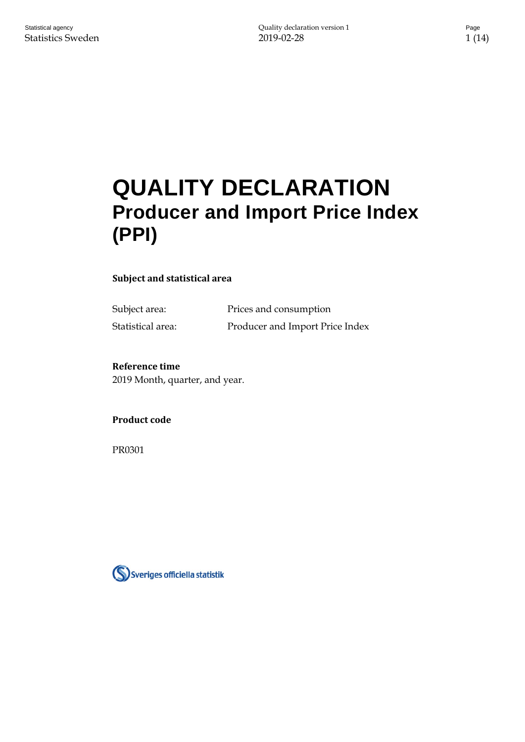# QUALITY DECLARATION
## Producer and Import Price Index (PPI)

**Subject and statistical area**

| | |
|---|---|
| Subject area: | Prices and consumption |
| Statistical area: | Producer and Import Price Index |

**Reference time**

2019 Month, quarter, and year.

**Product code**

PR0301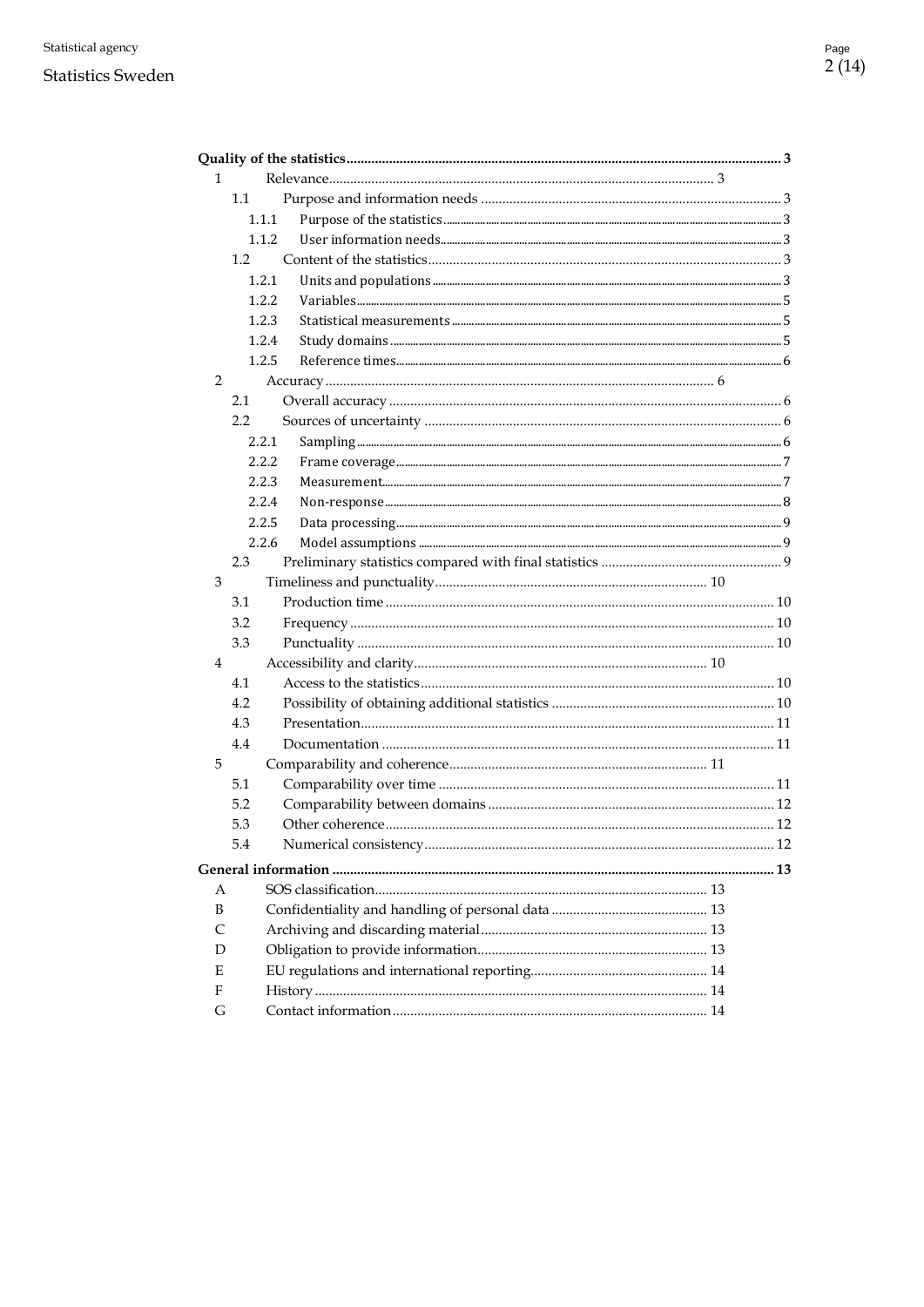**Quality of the statistics** ... 3

- 1 Relevance ... 3
  - 1.1 Purpose and information needs ... 3
    - 1.1.1 Purpose of the statistics ... 3
    - 1.1.2 User information needs ... 3
  - 1.2 Content of the statistics ... 3
    - 1.2.1 Units and populations ... 3
    - 1.2.2 Variables ... 5
    - 1.2.3 Statistical measurements ... 5
    - 1.2.4 Study domains ... 5
    - 1.2.5 Reference times ... 6
- 2 Accuracy ... 6
  - 2.1 Overall accuracy ... 6
  - 2.2 Sources of uncertainty ... 6
    - 2.2.1 Sampling ... 6
    - 2.2.2 Frame coverage ... 7
    - 2.2.3 Measurement ... 7
    - 2.2.4 Non-response ... 8
    - 2.2.5 Data processing ... 9
    - 2.2.6 Model assumptions ... 9
  - 2.3 Preliminary statistics compared with final statistics ... 9
- 3 Timeliness and punctuality ... 10
  - 3.1 Production time ... 10
  - 3.2 Frequency ... 10
  - 3.3 Punctuality ... 10
- 4 Accessibility and clarity ... 10
  - 4.1 Access to the statistics ... 10
  - 4.2 Possibility of obtaining additional statistics ... 10
  - 4.3 Presentation ... 11
  - 4.4 Documentation ... 11
- 5 Comparability and coherence ... 11
  - 5.1 Comparability over time ... 11
  - 5.2 Comparability between domains ... 12
  - 5.3 Other coherence ... 12
  - 5.4 Numerical consistency ... 12

**General information** ... 13

- A SOS classification ... 13
- B Confidentiality and handling of personal data ... 13
- C Archiving and discarding material ... 13
- D Obligation to provide information ... 13
- E EU regulations and international reporting ... 14
- F History ... 14
- G Contact information ... 14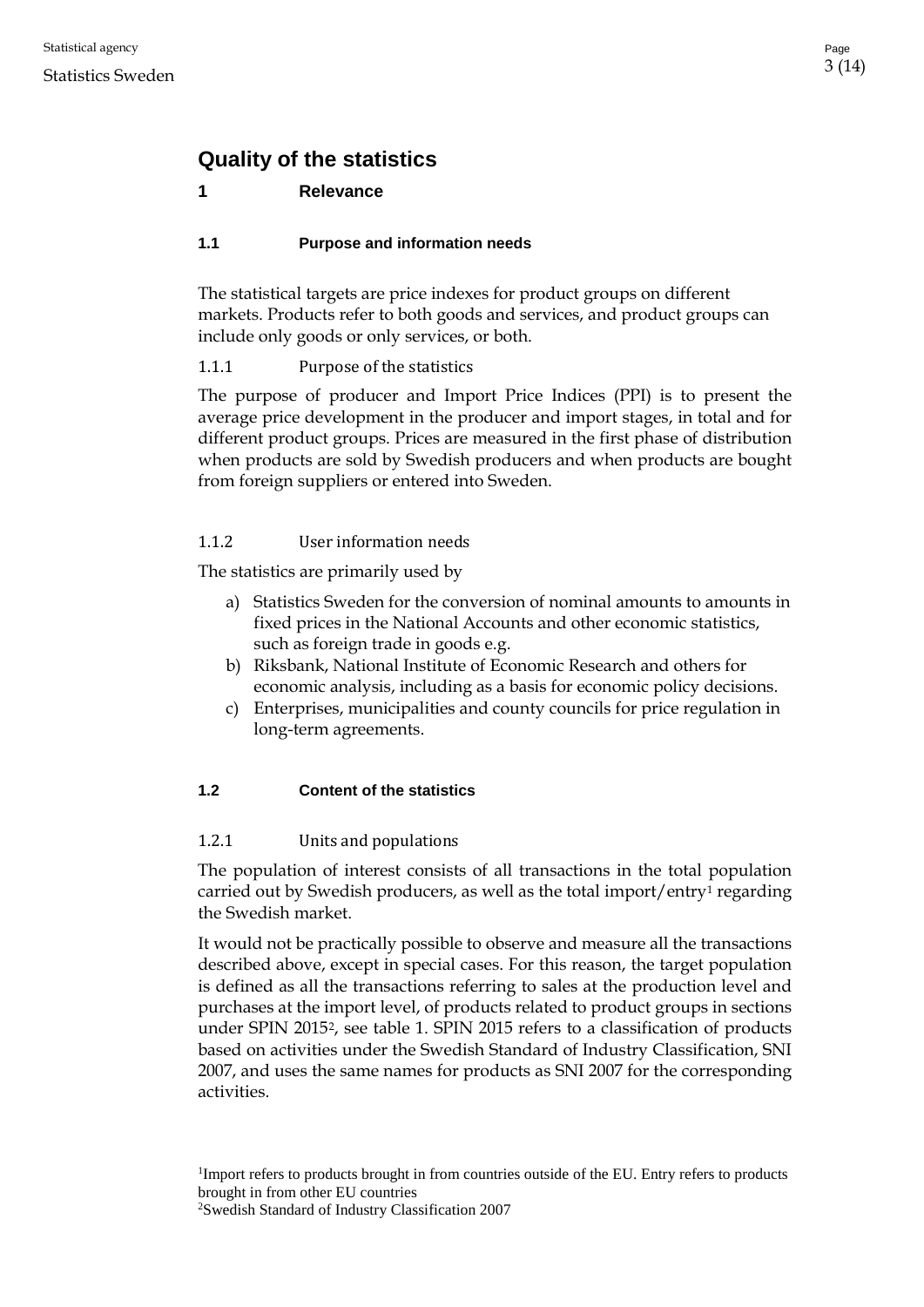# Quality of the statistics

## 1 Relevance

### 1.1 Purpose and information needs

The statistical targets are price indexes for product groups on different markets. Products refer to both goods and services, and product groups can include only goods or only services, or both.

#### 1.1.1 Purpose of the statistics

The purpose of producer and Import Price Indices (PPI) is to present the average price development in the producer and import stages, in total and for different product groups. Prices are measured in the first phase of distribution when products are sold by Swedish producers and when products are bought from foreign suppliers or entered into Sweden.

#### 1.1.2 User information needs

The statistics are primarily used by

a) Statistics Sweden for the conversion of nominal amounts to amounts in fixed prices in the National Accounts and other economic statistics, such as foreign trade in goods e.g.
b) Riksbank, National Institute of Economic Research and others for economic analysis, including as a basis for economic policy decisions.
c) Enterprises, municipalities and county councils for price regulation in long-term agreements.

### 1.2 Content of the statistics

#### 1.2.1 Units and populations

The population of interest consists of all transactions in the total population carried out by Swedish producers, as well as the total import/entry[1] regarding the Swedish market.

It would not be practically possible to observe and measure all the transactions described above, except in special cases. For this reason, the target population is defined as all the transactions referring to sales at the production level and purchases at the import level, of products related to product groups in sections under SPIN 2015[2], see table 1. SPIN 2015 refers to a classification of products based on activities under the Swedish Standard of Industry Classification, SNI 2007, and uses the same names for products as SNI 2007 for the corresponding activities.

[1] Import refers to products brought in from countries outside of the EU. Entry refers to products brought in from other EU countries

[2] Swedish Standard of Industry Classification 2007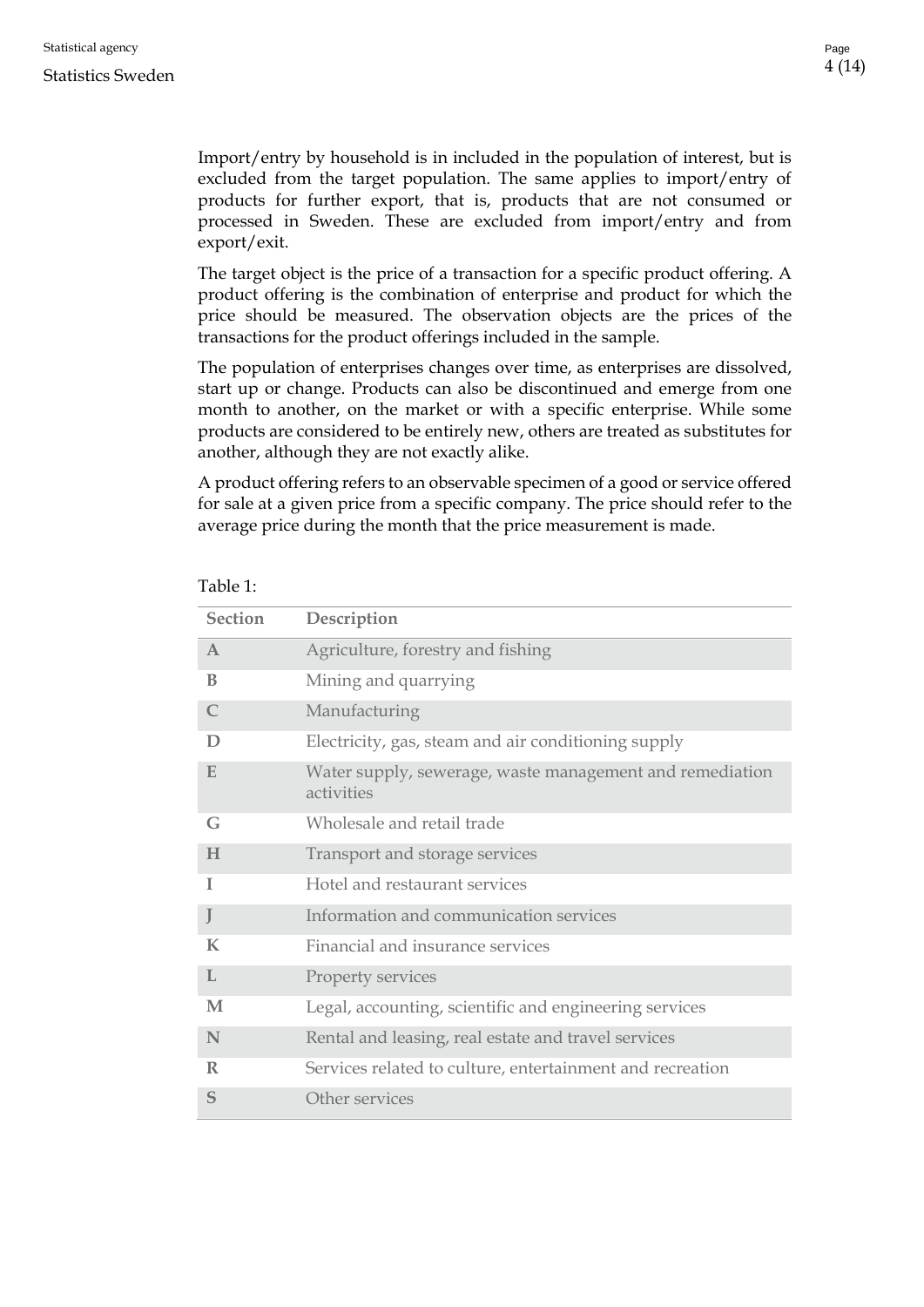Import/entry by household is in included in the population of interest, but is excluded from the target population. The same applies to import/entry of products for further export, that is, products that are not consumed or processed in Sweden. These are excluded from import/entry and from export/exit.

The target object is the price of a transaction for a specific product offering. A product offering is the combination of enterprise and product for which the price should be measured. The observation objects are the prices of the transactions for the product offerings included in the sample.

The population of enterprises changes over time, as enterprises are dissolved, start up or change. Products can also be discontinued and emerge from one month to another, on the market or with a specific enterprise. While some products are considered to be entirely new, others are treated as substitutes for another, although they are not exactly alike.

A product offering refers to an observable specimen of a good or service offered for sale at a given price from a specific company. The price should refer to the average price during the month that the price measurement is made.

Table 1:

| Section | Description |
|---|---|
| A | Agriculture, forestry and fishing |
| B | Mining and quarrying |
| C | Manufacturing |
| D | Electricity, gas, steam and air conditioning supply |
| E | Water supply, sewerage, waste management and remediation activities |
| G | Wholesale and retail trade |
| H | Transport and storage services |
| I | Hotel and restaurant services |
| J | Information and communication services |
| K | Financial and insurance services |
| L | Property services |
| M | Legal, accounting, scientific and engineering services |
| N | Rental and leasing, real estate and travel services |
| R | Services related to culture, entertainment and recreation |
| S | Other services |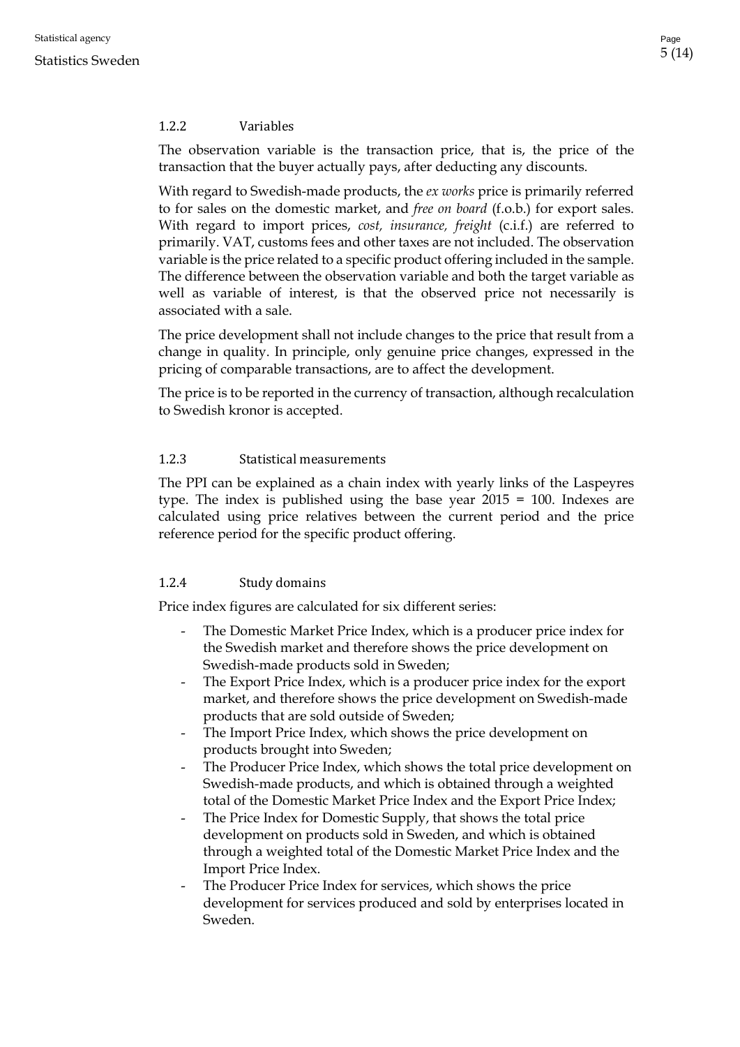### 1.2.2 Variables

The observation variable is the transaction price, that is, the price of the transaction that the buyer actually pays, after deducting any discounts.

With regard to Swedish-made products, the *ex works* price is primarily referred to for sales on the domestic market, and *free on board* (f.o.b.) for export sales. With regard to import prices, *cost, insurance, freight* (c.i.f.) are referred to primarily. VAT, customs fees and other taxes are not included. The observation variable is the price related to a specific product offering included in the sample. The difference between the observation variable and both the target variable as well as variable of interest, is that the observed price not necessarily is associated with a sale.

The price development shall not include changes to the price that result from a change in quality. In principle, only genuine price changes, expressed in the pricing of comparable transactions, are to affect the development.

The price is to be reported in the currency of transaction, although recalculation to Swedish kronor is accepted.

### 1.2.3 Statistical measurements

The PPI can be explained as a chain index with yearly links of the Laspeyres type. The index is published using the base year 2015 = 100. Indexes are calculated using price relatives between the current period and the price reference period for the specific product offering.

### 1.2.4 Study domains

Price index figures are calculated for six different series:

- The Domestic Market Price Index, which is a producer price index for the Swedish market and therefore shows the price development on Swedish-made products sold in Sweden;
- The Export Price Index, which is a producer price index for the export market, and therefore shows the price development on Swedish-made products that are sold outside of Sweden;
- The Import Price Index, which shows the price development on products brought into Sweden;
- The Producer Price Index, which shows the total price development on Swedish-made products, and which is obtained through a weighted total of the Domestic Market Price Index and the Export Price Index;
- The Price Index for Domestic Supply, that shows the total price development on products sold in Sweden, and which is obtained through a weighted total of the Domestic Market Price Index and the Import Price Index.
- The Producer Price Index for services, which shows the price development for services produced and sold by enterprises located in Sweden.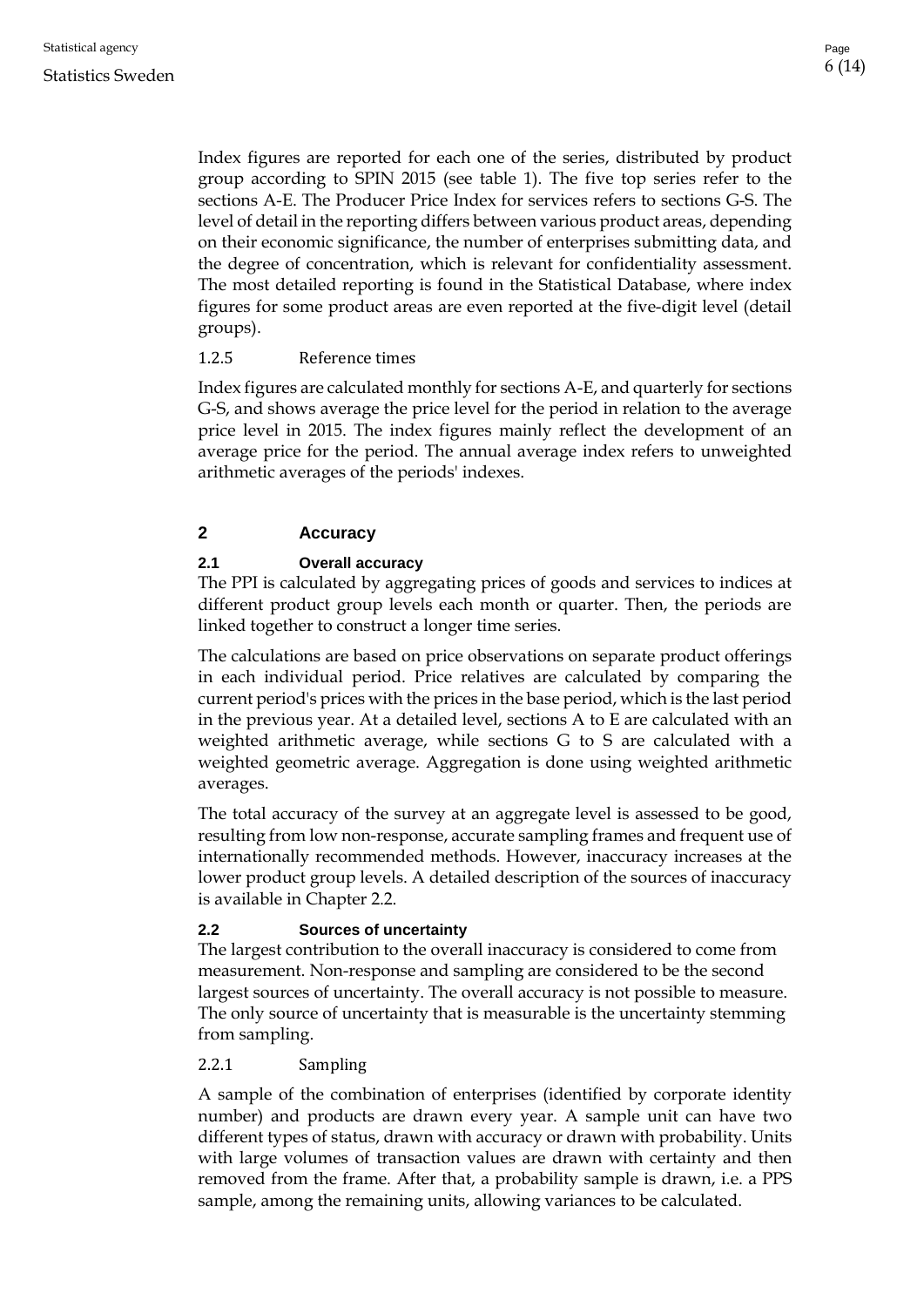Index figures are reported for each one of the series, distributed by product group according to SPIN 2015 (see table 1). The five top series refer to the sections A-E. The Producer Price Index for services refers to sections G-S. The level of detail in the reporting differs between various product areas, depending on their economic significance, the number of enterprises submitting data, and the degree of concentration, which is relevant for confidentiality assessment. The most detailed reporting is found in the Statistical Database, where index figures for some product areas are even reported at the five-digit level (detail groups).

#### 1.2.5 Reference times

Index figures are calculated monthly for sections A-E, and quarterly for sections G-S, and shows average the price level for the period in relation to the average price level in 2015. The index figures mainly reflect the development of an average price for the period. The annual average index refers to unweighted arithmetic averages of the periods' indexes.

## 2 Accuracy

### 2.1 Overall accuracy

The PPI is calculated by aggregating prices of goods and services to indices at different product group levels each month or quarter. Then, the periods are linked together to construct a longer time series.

The calculations are based on price observations on separate product offerings in each individual period. Price relatives are calculated by comparing the current period's prices with the prices in the base period, which is the last period in the previous year. At a detailed level, sections A to E are calculated with an weighted arithmetic average, while sections G to S are calculated with a weighted geometric average. Aggregation is done using weighted arithmetic averages.

The total accuracy of the survey at an aggregate level is assessed to be good, resulting from low non-response, accurate sampling frames and frequent use of internationally recommended methods. However, inaccuracy increases at the lower product group levels. A detailed description of the sources of inaccuracy is available in Chapter 2.2.

### 2.2 Sources of uncertainty

The largest contribution to the overall inaccuracy is considered to come from measurement. Non-response and sampling are considered to be the second largest sources of uncertainty. The overall accuracy is not possible to measure. The only source of uncertainty that is measurable is the uncertainty stemming from sampling.

#### 2.2.1 Sampling

A sample of the combination of enterprises (identified by corporate identity number) and products are drawn every year. A sample unit can have two different types of status, drawn with accuracy or drawn with probability. Units with large volumes of transaction values are drawn with certainty and then removed from the frame. After that, a probability sample is drawn, i.e. a PPS sample, among the remaining units, allowing variances to be calculated.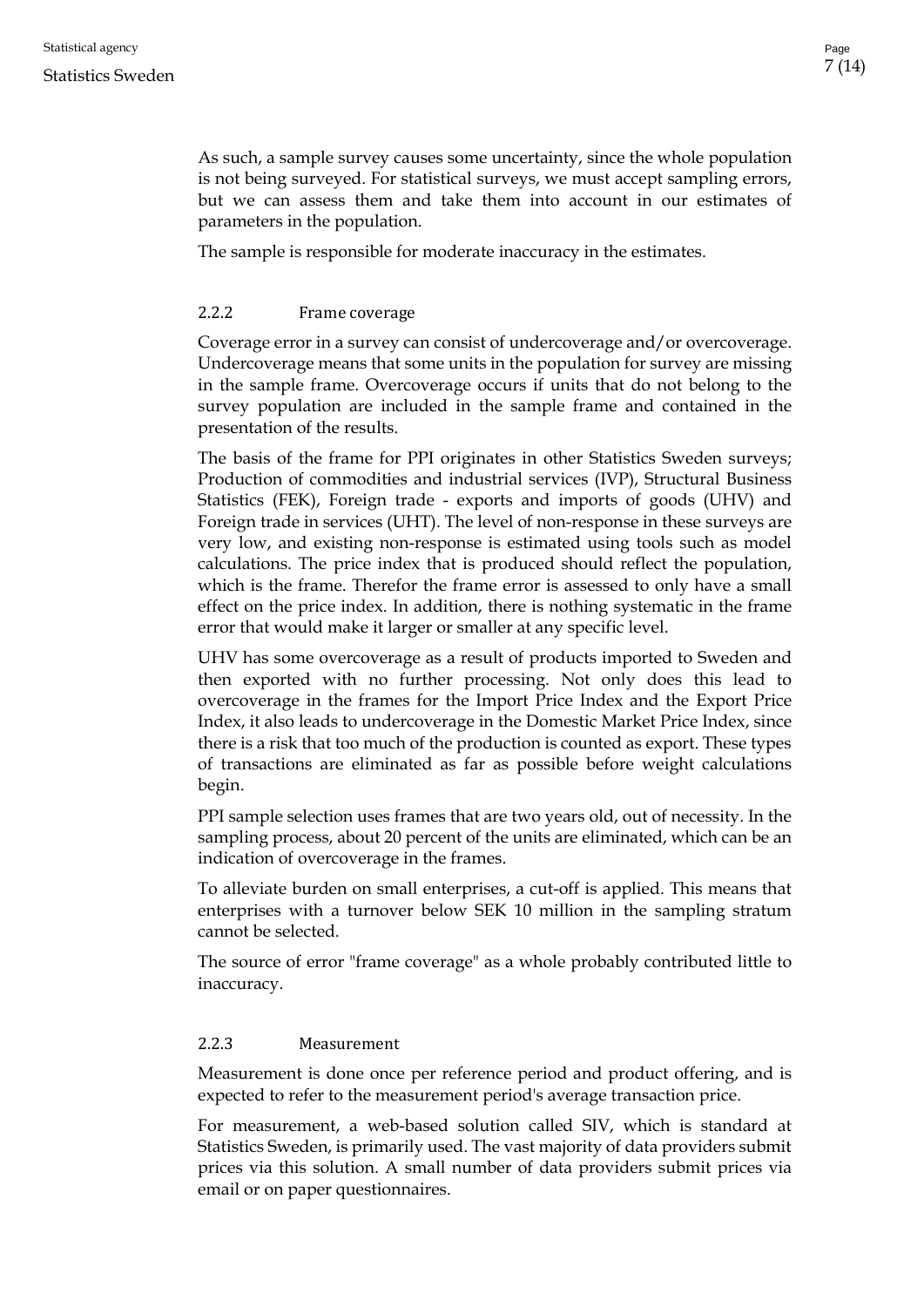As such, a sample survey causes some uncertainty, since the whole population is not being surveyed. For statistical surveys, we must accept sampling errors, but we can assess them and take them into account in our estimates of parameters in the population.

The sample is responsible for moderate inaccuracy in the estimates.

### 2.2.2 Frame coverage

Coverage error in a survey can consist of undercoverage and/or overcoverage. Undercoverage means that some units in the population for survey are missing in the sample frame. Overcoverage occurs if units that do not belong to the survey population are included in the sample frame and contained in the presentation of the results.

The basis of the frame for PPI originates in other Statistics Sweden surveys; Production of commodities and industrial services (IVP), Structural Business Statistics (FEK), Foreign trade - exports and imports of goods (UHV) and Foreign trade in services (UHT). The level of non-response in these surveys are very low, and existing non-response is estimated using tools such as model calculations. The price index that is produced should reflect the population, which is the frame. Therefor the frame error is assessed to only have a small effect on the price index. In addition, there is nothing systematic in the frame error that would make it larger or smaller at any specific level.

UHV has some overcoverage as a result of products imported to Sweden and then exported with no further processing. Not only does this lead to overcoverage in the frames for the Import Price Index and the Export Price Index, it also leads to undercoverage in the Domestic Market Price Index, since there is a risk that too much of the production is counted as export. These types of transactions are eliminated as far as possible before weight calculations begin.

PPI sample selection uses frames that are two years old, out of necessity. In the sampling process, about 20 percent of the units are eliminated, which can be an indication of overcoverage in the frames.

To alleviate burden on small enterprises, a cut-off is applied. This means that enterprises with a turnover below SEK 10 million in the sampling stratum cannot be selected.

The source of error "frame coverage" as a whole probably contributed little to inaccuracy.

### 2.2.3 Measurement

Measurement is done once per reference period and product offering, and is expected to refer to the measurement period's average transaction price.

For measurement, a web-based solution called SIV, which is standard at Statistics Sweden, is primarily used. The vast majority of data providers submit prices via this solution. A small number of data providers submit prices via email or on paper questionnaires.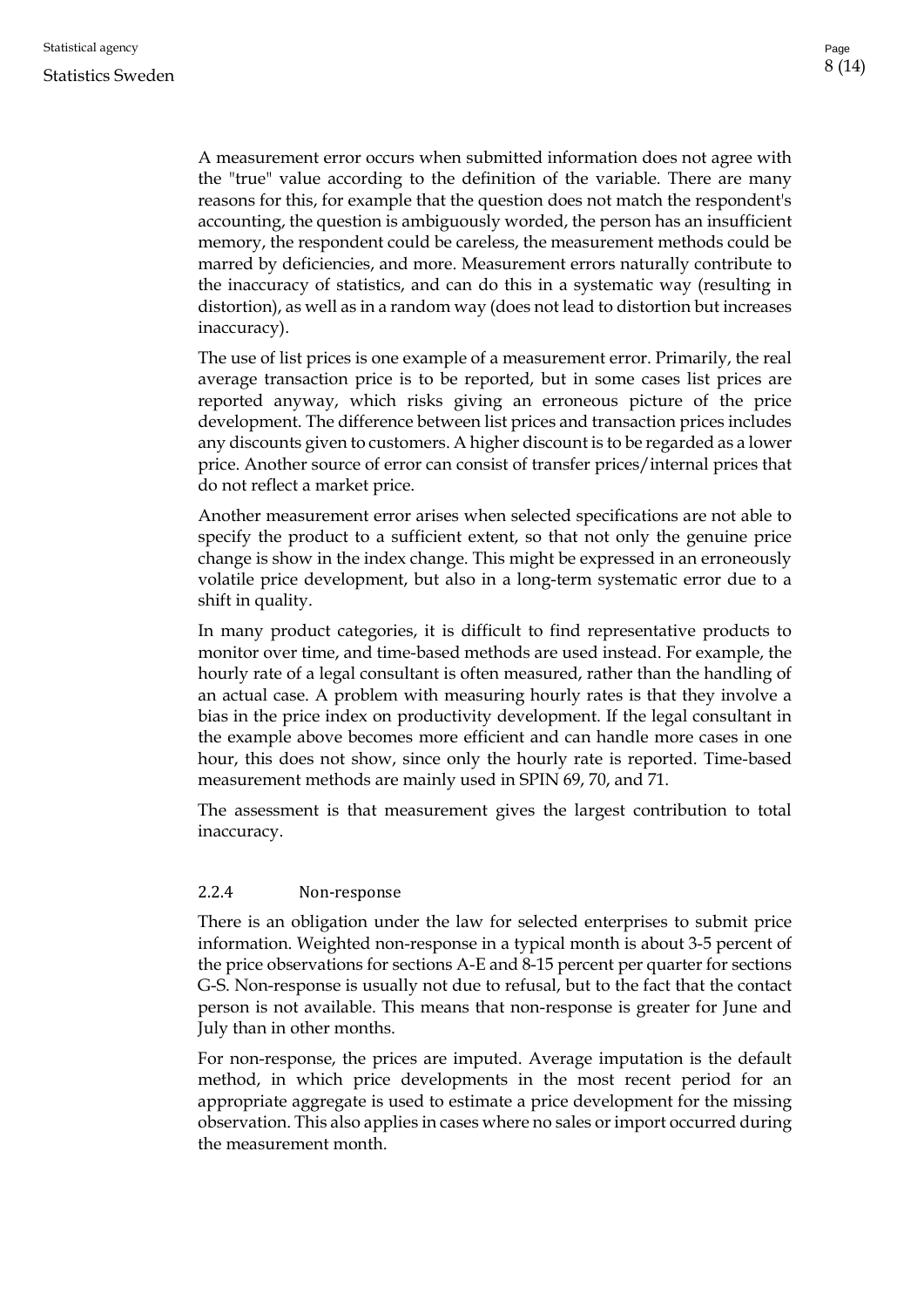A measurement error occurs when submitted information does not agree with the "true" value according to the definition of the variable. There are many reasons for this, for example that the question does not match the respondent's accounting, the question is ambiguously worded, the person has an insufficient memory, the respondent could be careless, the measurement methods could be marred by deficiencies, and more. Measurement errors naturally contribute to the inaccuracy of statistics, and can do this in a systematic way (resulting in distortion), as well as in a random way (does not lead to distortion but increases inaccuracy).

The use of list prices is one example of a measurement error. Primarily, the real average transaction price is to be reported, but in some cases list prices are reported anyway, which risks giving an erroneous picture of the price development. The difference between list prices and transaction prices includes any discounts given to customers. A higher discount is to be regarded as a lower price. Another source of error can consist of transfer prices/internal prices that do not reflect a market price.

Another measurement error arises when selected specifications are not able to specify the product to a sufficient extent, so that not only the genuine price change is show in the index change. This might be expressed in an erroneously volatile price development, but also in a long-term systematic error due to a shift in quality.

In many product categories, it is difficult to find representative products to monitor over time, and time-based methods are used instead. For example, the hourly rate of a legal consultant is often measured, rather than the handling of an actual case. A problem with measuring hourly rates is that they involve a bias in the price index on productivity development. If the legal consultant in the example above becomes more efficient and can handle more cases in one hour, this does not show, since only the hourly rate is reported. Time-based measurement methods are mainly used in SPIN 69, 70, and 71.

The assessment is that measurement gives the largest contribution to total inaccuracy.

### 2.2.4 Non-response

There is an obligation under the law for selected enterprises to submit price information. Weighted non-response in a typical month is about 3-5 percent of the price observations for sections A-E and 8-15 percent per quarter for sections G-S. Non-response is usually not due to refusal, but to the fact that the contact person is not available. This means that non-response is greater for June and July than in other months.

For non-response, the prices are imputed. Average imputation is the default method, in which price developments in the most recent period for an appropriate aggregate is used to estimate a price development for the missing observation. This also applies in cases where no sales or import occurred during the measurement month.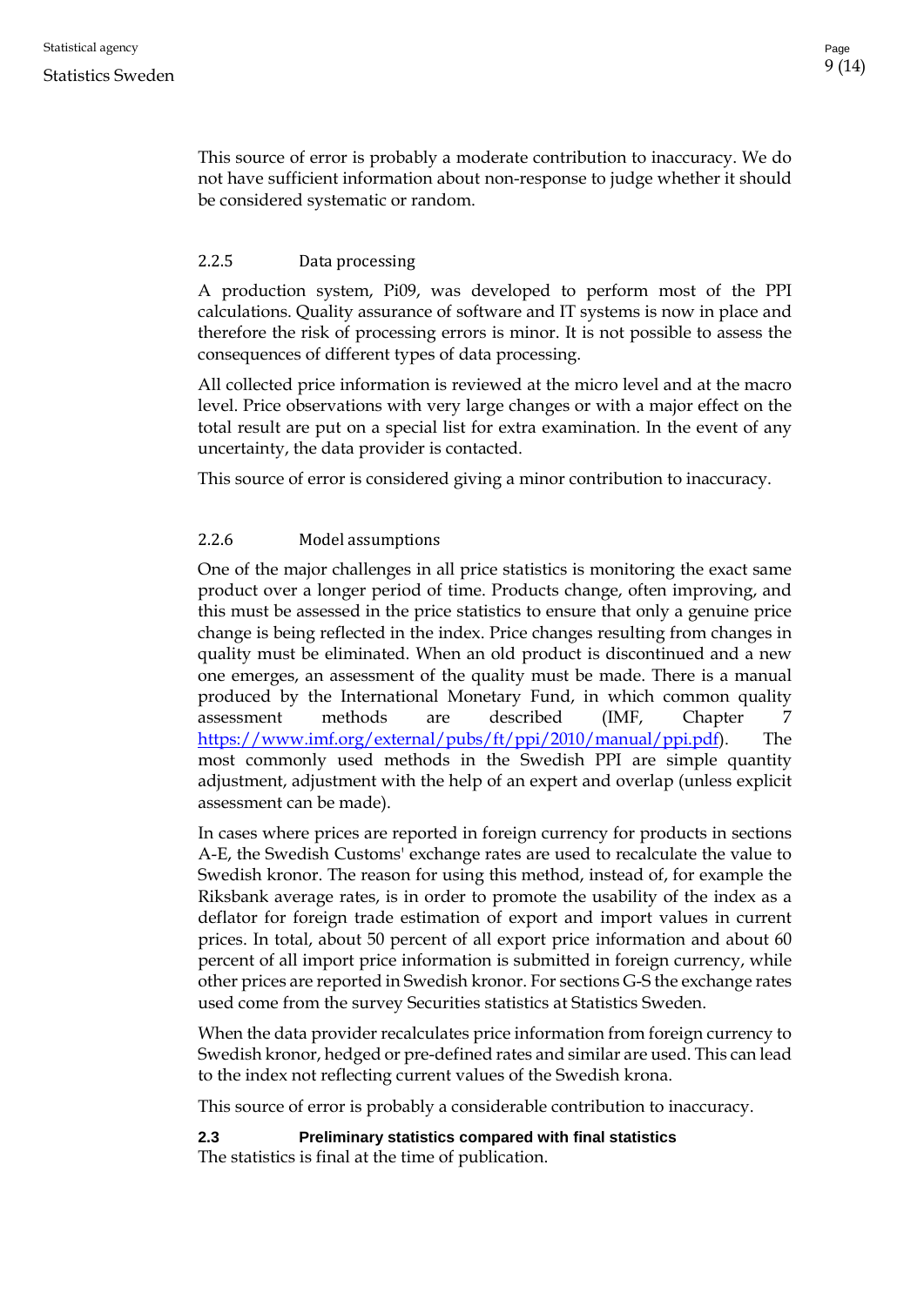This source of error is probably a moderate contribution to inaccuracy. We do not have sufficient information about non-response to judge whether it should be considered systematic or random.

#### 2.2.5 Data processing

A production system, Pi09, was developed to perform most of the PPI calculations. Quality assurance of software and IT systems is now in place and therefore the risk of processing errors is minor. It is not possible to assess the consequences of different types of data processing.

All collected price information is reviewed at the micro level and at the macro level. Price observations with very large changes or with a major effect on the total result are put on a special list for extra examination. In the event of any uncertainty, the data provider is contacted.

This source of error is considered giving a minor contribution to inaccuracy.

#### 2.2.6 Model assumptions

One of the major challenges in all price statistics is monitoring the exact same product over a longer period of time. Products change, often improving, and this must be assessed in the price statistics to ensure that only a genuine price change is being reflected in the index. Price changes resulting from changes in quality must be eliminated. When an old product is discontinued and a new one emerges, an assessment of the quality must be made. There is a manual produced by the International Monetary Fund, in which common quality assessment methods are described (IMF, Chapter 7 [https://www.imf.org/external/pubs/ft/ppi/2010/manual/ppi.pdf](https://www.imf.org/external/pubs/ft/ppi/2010/manual/ppi.pdf)). The most commonly used methods in the Swedish PPI are simple quantity adjustment, adjustment with the help of an expert and overlap (unless explicit assessment can be made).

In cases where prices are reported in foreign currency for products in sections A-E, the Swedish Customs' exchange rates are used to recalculate the value to Swedish kronor. The reason for using this method, instead of, for example the Riksbank average rates, is in order to promote the usability of the index as a deflator for foreign trade estimation of export and import values in current prices. In total, about 50 percent of all export price information and about 60 percent of all import price information is submitted in foreign currency, while other prices are reported in Swedish kronor. For sections G-S the exchange rates used come from the survey Securities statistics at Statistics Sweden.

When the data provider recalculates price information from foreign currency to Swedish kronor, hedged or pre-defined rates and similar are used. This can lead to the index not reflecting current values of the Swedish krona.

This source of error is probably a considerable contribution to inaccuracy.

### 2.3 Preliminary statistics compared with final statistics

The statistics is final at the time of publication.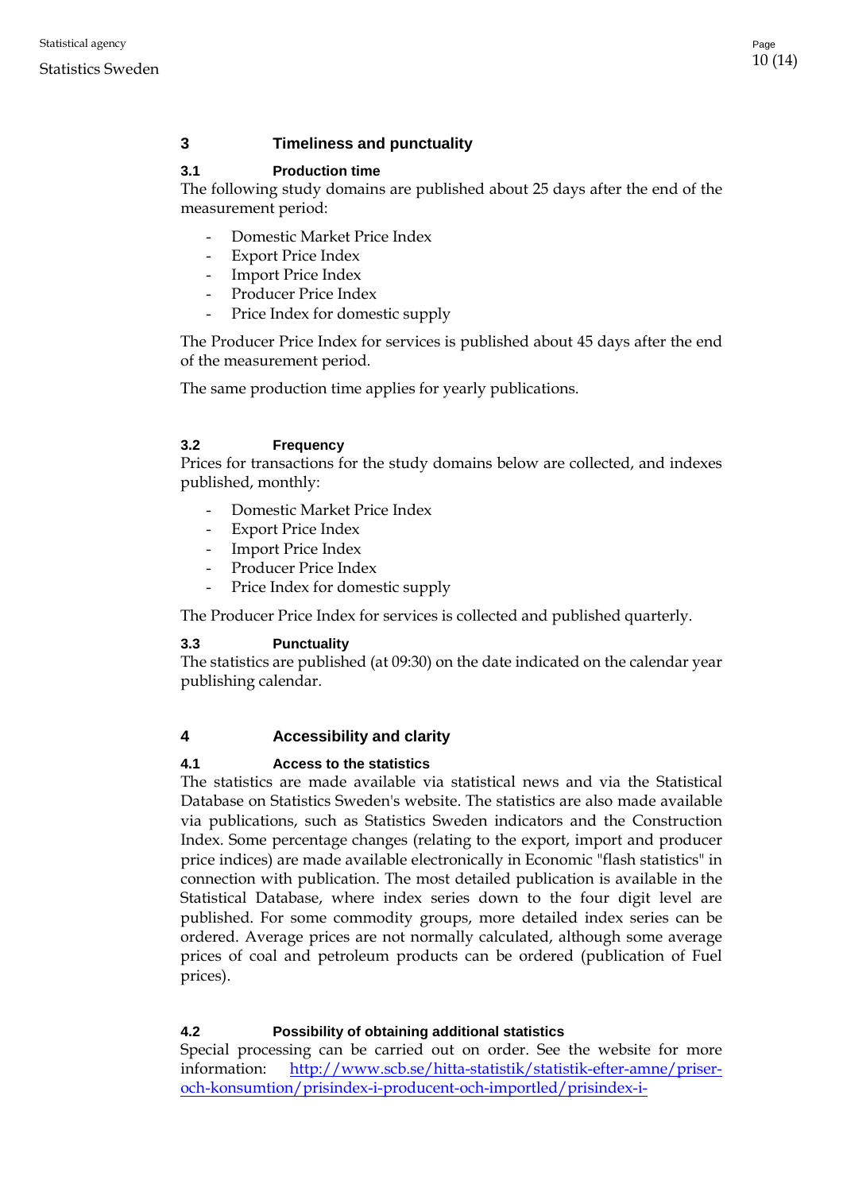## 3 Timeliness and punctuality

### 3.1 Production time

The following study domains are published about 25 days after the end of the measurement period:

- Domestic Market Price Index
- Export Price Index
- Import Price Index
- Producer Price Index
- Price Index for domestic supply

The Producer Price Index for services is published about 45 days after the end of the measurement period.

The same production time applies for yearly publications.

### 3.2 Frequency

Prices for transactions for the study domains below are collected, and indexes published, monthly:

- Domestic Market Price Index
- Export Price Index
- Import Price Index
- Producer Price Index
- Price Index for domestic supply

The Producer Price Index for services is collected and published quarterly.

### 3.3 Punctuality

The statistics are published (at 09:30) on the date indicated on the calendar year publishing calendar.

## 4 Accessibility and clarity

### 4.1 Access to the statistics

The statistics are made available via statistical news and via the Statistical Database on Statistics Sweden's website. The statistics are also made available via publications, such as Statistics Sweden indicators and the Construction Index. Some percentage changes (relating to the export, import and producer price indices) are made available electronically in Economic "flash statistics" in connection with publication. The most detailed publication is available in the Statistical Database, where index series down to the four digit level are published. For some commodity groups, more detailed index series can be ordered. Average prices are not normally calculated, although some average prices of coal and petroleum products can be ordered (publication of Fuel prices).

### 4.2 Possibility of obtaining additional statistics

Special processing can be carried out on order. See the website for more information: http://www.scb.se/hitta-statistik/statistik-efter-amne/priser-och-konsumtion/prisindex-i-producent-och-importled/prisindex-i-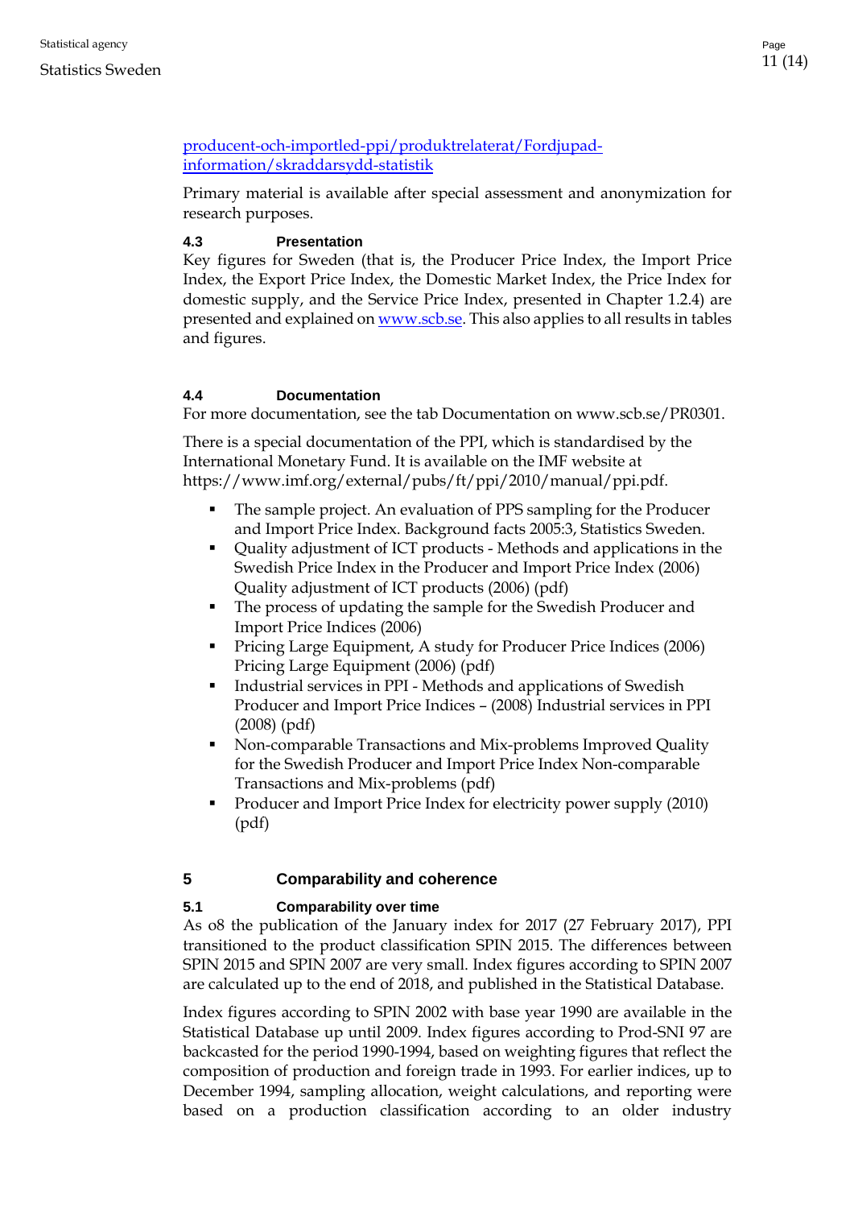[producent-och-importled-ppi/produktrelaterat/Fordjupad-information/skraddarsydd-statistik](producent-och-importled-ppi/produktrelaterat/Fordjupad-information/skraddarsydd-statistik)

Primary material is available after special assessment and anonymization for research purposes.

### 4.3 Presentation

Key figures for Sweden (that is, the Producer Price Index, the Import Price Index, the Export Price Index, the Domestic Market Index, the Price Index for domestic supply, and the Service Price Index, presented in Chapter 1.2.4) are presented and explained on [www.scb.se](www.scb.se). This also applies to all results in tables and figures.

### 4.4 Documentation

For more documentation, see the tab Documentation on www.scb.se/PR0301.

There is a special documentation of the PPI, which is standardised by the International Monetary Fund. It is available on the IMF website at https://www.imf.org/external/pubs/ft/ppi/2010/manual/ppi.pdf.

- The sample project. An evaluation of PPS sampling for the Producer and Import Price Index. Background facts 2005:3, Statistics Sweden.
- Quality adjustment of ICT products - Methods and applications in the Swedish Price Index in the Producer and Import Price Index (2006) Quality adjustment of ICT products (2006) (pdf)
- The process of updating the sample for the Swedish Producer and Import Price Indices (2006)
- Pricing Large Equipment, A study for Producer Price Indices (2006) Pricing Large Equipment (2006) (pdf)
- Industrial services in PPI - Methods and applications of Swedish Producer and Import Price Indices – (2008) Industrial services in PPI (2008) (pdf)
- Non-comparable Transactions and Mix-problems Improved Quality for the Swedish Producer and Import Price Index Non-comparable Transactions and Mix-problems (pdf)
- Producer and Import Price Index for electricity power supply (2010) (pdf)

## 5 Comparability and coherence

### 5.1 Comparability over time

As o8 the publication of the January index for 2017 (27 February 2017), PPI transitioned to the product classification SPIN 2015. The differences between SPIN 2015 and SPIN 2007 are very small. Index figures according to SPIN 2007 are calculated up to the end of 2018, and published in the Statistical Database.

Index figures according to SPIN 2002 with base year 1990 are available in the Statistical Database up until 2009. Index figures according to Prod-SNI 97 are backcasted for the period 1990-1994, based on weighting figures that reflect the composition of production and foreign trade in 1993. For earlier indices, up to December 1994, sampling allocation, weight calculations, and reporting were based on a production classification according to an older industry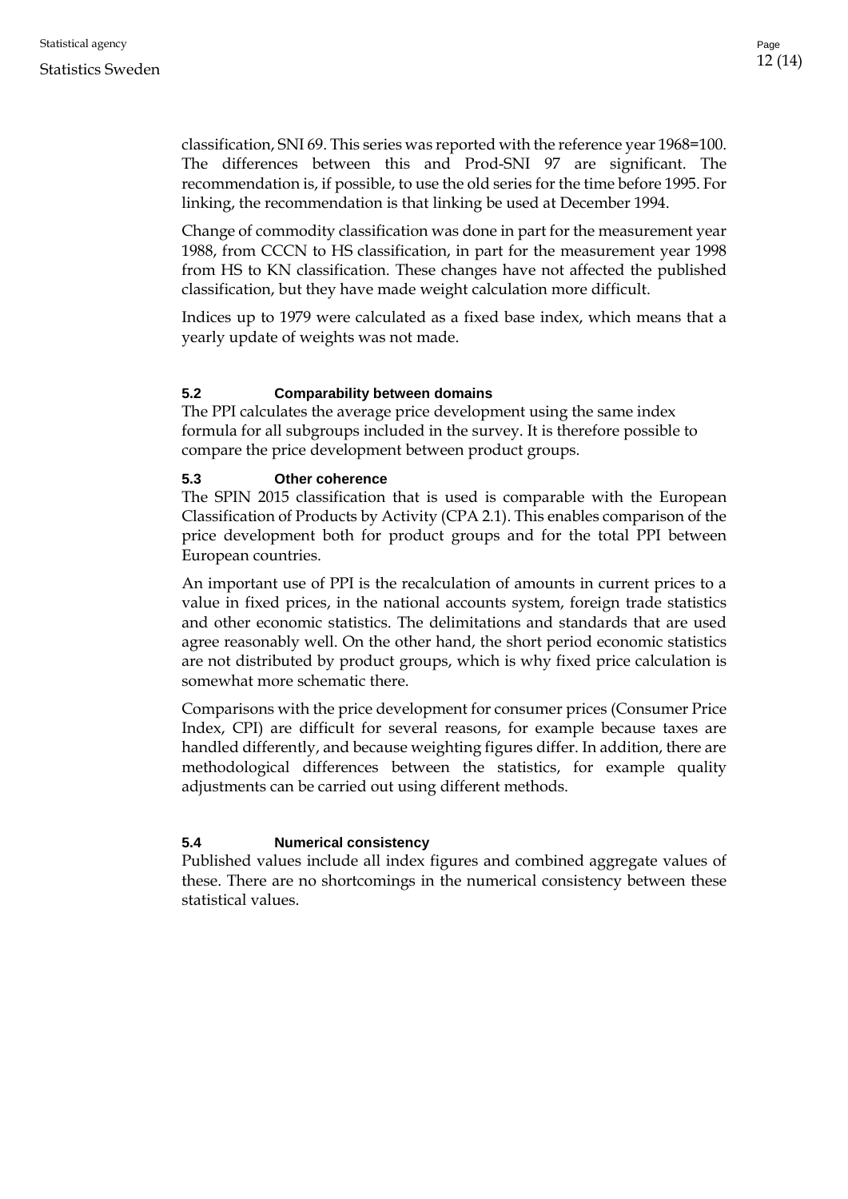classification, SNI 69. This series was reported with the reference year 1968=100. The differences between this and Prod-SNI 97 are significant. The recommendation is, if possible, to use the old series for the time before 1995. For linking, the recommendation is that linking be used at December 1994.

Change of commodity classification was done in part for the measurement year 1988, from CCCN to HS classification, in part for the measurement year 1998 from HS to KN classification. These changes have not affected the published classification, but they have made weight calculation more difficult.

Indices up to 1979 were calculated as a fixed base index, which means that a yearly update of weights was not made.

### 5.2 Comparability between domains

The PPI calculates the average price development using the same index formula for all subgroups included in the survey. It is therefore possible to compare the price development between product groups.

### 5.3 Other coherence

The SPIN 2015 classification that is used is comparable with the European Classification of Products by Activity (CPA 2.1). This enables comparison of the price development both for product groups and for the total PPI between European countries.

An important use of PPI is the recalculation of amounts in current prices to a value in fixed prices, in the national accounts system, foreign trade statistics and other economic statistics. The delimitations and standards that are used agree reasonably well. On the other hand, the short period economic statistics are not distributed by product groups, which is why fixed price calculation is somewhat more schematic there.

Comparisons with the price development for consumer prices (Consumer Price Index, CPI) are difficult for several reasons, for example because taxes are handled differently, and because weighting figures differ. In addition, there are methodological differences between the statistics, for example quality adjustments can be carried out using different methods.

### 5.4 Numerical consistency

Published values include all index figures and combined aggregate values of these. There are no shortcomings in the numerical consistency between these statistical values.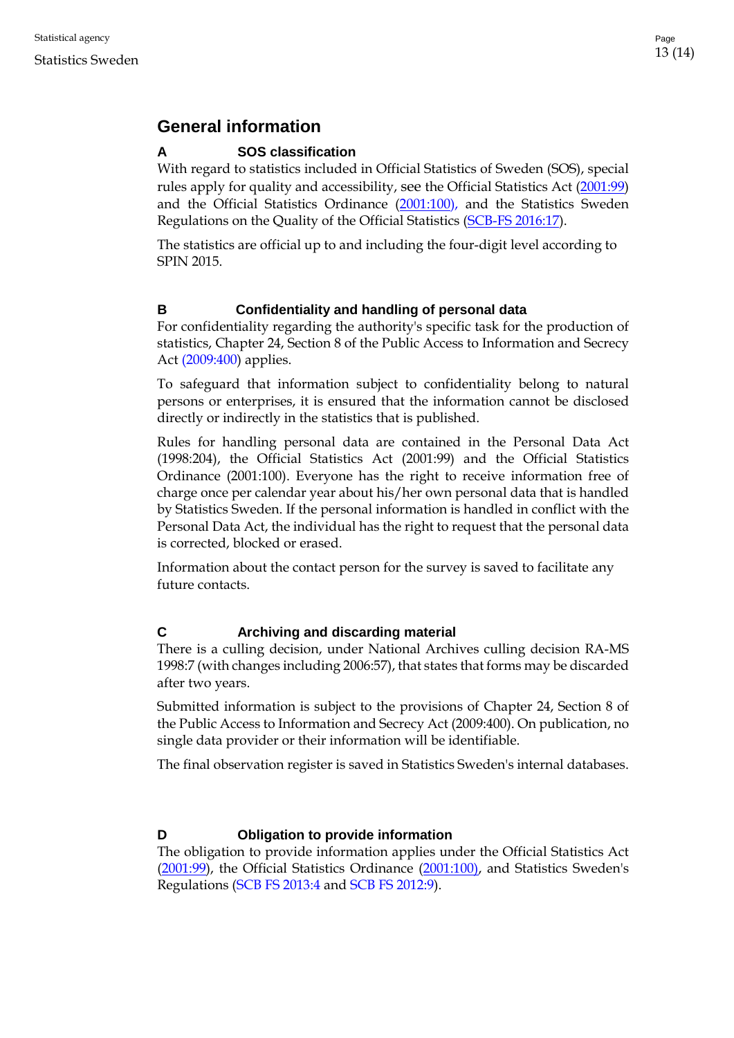# General information

## A SOS classification

With regard to statistics included in Official Statistics of Sweden (SOS), special rules apply for quality and accessibility, see the Official Statistics Act (2001:99) and the Official Statistics Ordinance (2001:100), and the Statistics Sweden Regulations on the Quality of the Official Statistics (SCB-FS 2016:17).

The statistics are official up to and including the four-digit level according to SPIN 2015.

## B Confidentiality and handling of personal data

For confidentiality regarding the authority's specific task for the production of statistics, Chapter 24, Section 8 of the Public Access to Information and Secrecy Act (2009:400) applies.

To safeguard that information subject to confidentiality belong to natural persons or enterprises, it is ensured that the information cannot be disclosed directly or indirectly in the statistics that is published.

Rules for handling personal data are contained in the Personal Data Act (1998:204), the Official Statistics Act (2001:99) and the Official Statistics Ordinance (2001:100). Everyone has the right to receive information free of charge once per calendar year about his/her own personal data that is handled by Statistics Sweden. If the personal information is handled in conflict with the Personal Data Act, the individual has the right to request that the personal data is corrected, blocked or erased.

Information about the contact person for the survey is saved to facilitate any future contacts.

## C Archiving and discarding material

There is a culling decision, under National Archives culling decision RA-MS 1998:7 (with changes including 2006:57), that states that forms may be discarded after two years.

Submitted information is subject to the provisions of Chapter 24, Section 8 of the Public Access to Information and Secrecy Act (2009:400). On publication, no single data provider or their information will be identifiable.

The final observation register is saved in Statistics Sweden's internal databases.

## D Obligation to provide information

The obligation to provide information applies under the Official Statistics Act (2001:99), the Official Statistics Ordinance (2001:100), and Statistics Sweden's Regulations (SCB FS 2013:4 and SCB FS 2012:9).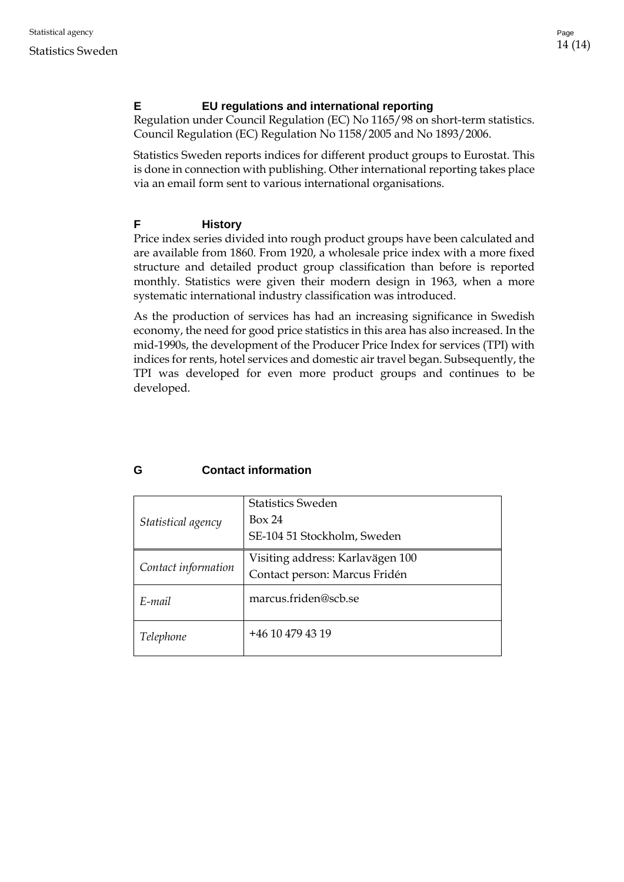## E EU regulations and international reporting

Regulation under Council Regulation (EC) No 1165/98 on short-term statistics. Council Regulation (EC) Regulation No 1158/2005 and No 1893/2006.

Statistics Sweden reports indices for different product groups to Eurostat. This is done in connection with publishing. Other international reporting takes place via an email form sent to various international organisations.

## F History

Price index series divided into rough product groups have been calculated and are available from 1860. From 1920, a wholesale price index with a more fixed structure and detailed product group classification than before is reported monthly. Statistics were given their modern design in 1963, when a more systematic international industry classification was introduced.

As the production of services has had an increasing significance in Swedish economy, the need for good price statistics in this area has also increased. In the mid-1990s, the development of the Producer Price Index for services (TPI) with indices for rents, hotel services and domestic air travel began. Subsequently, the TPI was developed for even more product groups and continues to be developed.

## G Contact information

| | |
|---|---|
| *Statistical agency* | Statistics Sweden<br>Box 24<br>SE-104 51 Stockholm, Sweden |
| *Contact information* | Visiting address: Karlavägen 100<br>Contact person: Marcus Fridén |
| *E-mail* | marcus.friden@scb.se |
| *Telephone* | +46 10 479 43 19 |